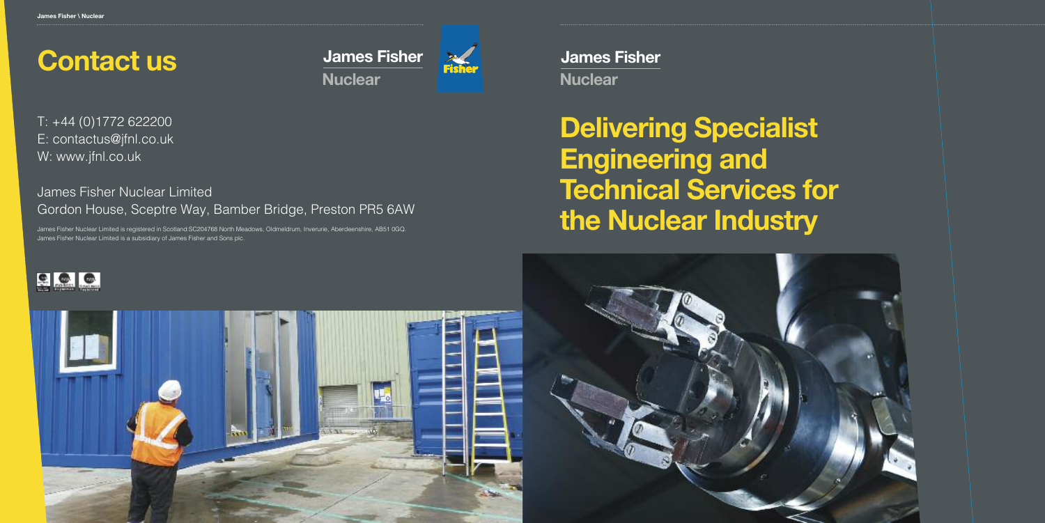# Contact us

**James Fisher**
**Nuclear**

T: +44 (0)1772 622200
E: contactus@jfnl.co.uk
W: www.jfnl.co.uk

James Fisher Nuclear Limited
Gordon House, Sceptre Way, Bamber Bridge, Preston PR5 6AW

James Fisher Nuclear Limited is registered in Scotland:SC204768 North Meadows, Oldmeldrum, Inverurie, Aberdeenshire, AB51 0GQ.
James Fisher Nuclear Limited is a subsidiary of James Fisher and Sons plc.

**James Fisher**
**Nuclear**

# Delivering Specialist Engineering and Technical Services for the Nuclear Industry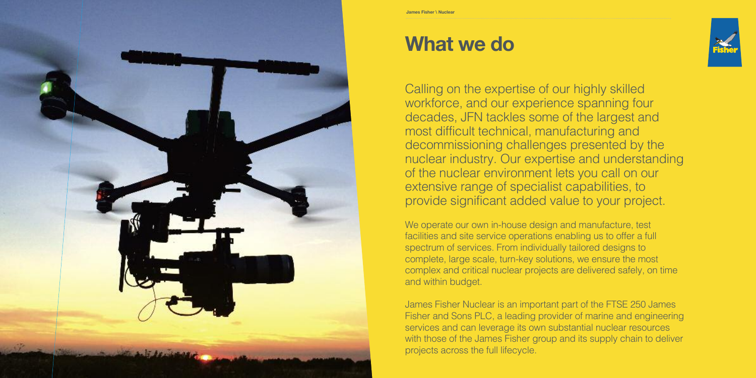# What we do

Calling on the expertise of our highly skilled workforce, and our experience spanning four decades, JFN tackles some of the largest and most difficult technical, manufacturing and decommissioning challenges presented by the nuclear industry. Our expertise and understanding of the nuclear environment lets you call on our extensive range of specialist capabilities, to provide significant added value to your project.

We operate our own in-house design and manufacture, test facilities and site service operations enabling us to offer a full spectrum of services. From individually tailored designs to complete, large scale, turn-key solutions, we ensure the most complex and critical nuclear projects are delivered safely, on time and within budget.

James Fisher Nuclear is an important part of the FTSE 250 James Fisher and Sons PLC, a leading provider of marine and engineering services and can leverage its own substantial nuclear resources with those of the James Fisher group and its supply chain to deliver projects across the full lifecycle.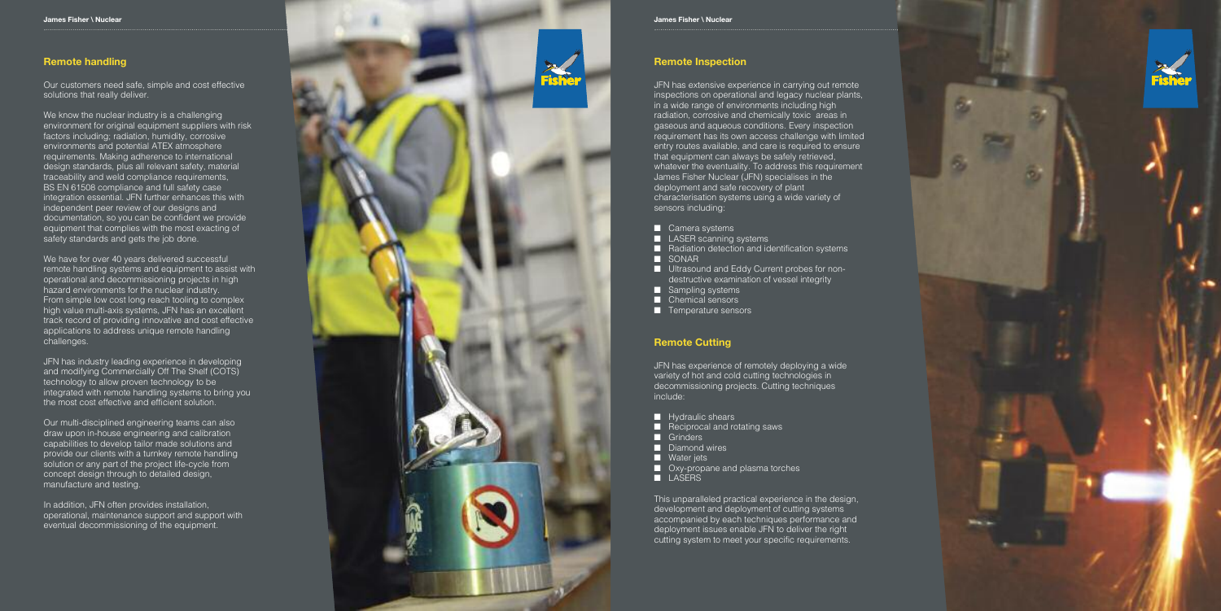## Remote handling

Our customers need safe, simple and cost effective solutions that really deliver.

We know the nuclear industry is a challenging environment for original equipment suppliers with risk factors including; radiation, humidity, corrosive environments and potential ATEX atmosphere requirements. Making adherence to international design standards, plus all relevant safety, material traceability and weld compliance requirements, BS EN 61508 compliance and full safety case integration essential. JFN further enhances this with independent peer review of our designs and documentation, so you can be confident we provide equipment that complies with the most exacting of safety standards and gets the job done.

We have for over 40 years delivered successful remote handling systems and equipment to assist with operational and decommissioning projects in high hazard environments for the nuclear industry. From simple low cost long reach tooling to complex high value multi-axis systems, JFN has an excellent track record of providing innovative and cost effective applications to address unique remote handling challenges.

JFN has industry leading experience in developing and modifying Commercially Off The Shelf (COTS) technology to allow proven technology to be integrated with remote handling systems to bring you the most cost effective and efficient solution.

Our multi-disciplined engineering teams can also draw upon in-house engineering and calibration capabilities to develop tailor made solutions and provide our clients with a turnkey remote handling solution or any part of the project life-cycle from concept design through to detailed design, manufacture and testing.

In addition, JFN often provides installation, operational, maintenance support and support with eventual decommissioning of the equipment.

## Remote Inspection

JFN has extensive experience in carrying out remote inspections on operational and legacy nuclear plants, in a wide range of environments including high radiation, corrosive and chemically toxic areas in gaseous and aqueous conditions. Every inspection requirement has its own access challenge with limited entry routes available, and care is required to ensure that equipment can always be safely retrieved, whatever the eventuality. To address this requirement James Fisher Nuclear (JFN) specialises in the deployment and safe recovery of plant characterisation systems using a wide variety of sensors including:

- Camera systems
- LASER scanning systems
- Radiation detection and identification systems
- SONAR
- Ultrasound and Eddy Current probes for non-destructive examination of vessel integrity
- Sampling systems
- Chemical sensors
- Temperature sensors

## Remote Cutting

JFN has experience of remotely deploying a wide variety of hot and cold cutting technologies in decommissioning projects. Cutting techniques include:

- Hydraulic shears
- Reciprocal and rotating saws
- Grinders
- Diamond wires
- Water jets
- Oxy-propane and plasma torches
- LASERS

This unparalleled practical experience in the design, development and deployment of cutting systems accompanied by each techniques performance and deployment issues enable JFN to deliver the right cutting system to meet your specific requirements.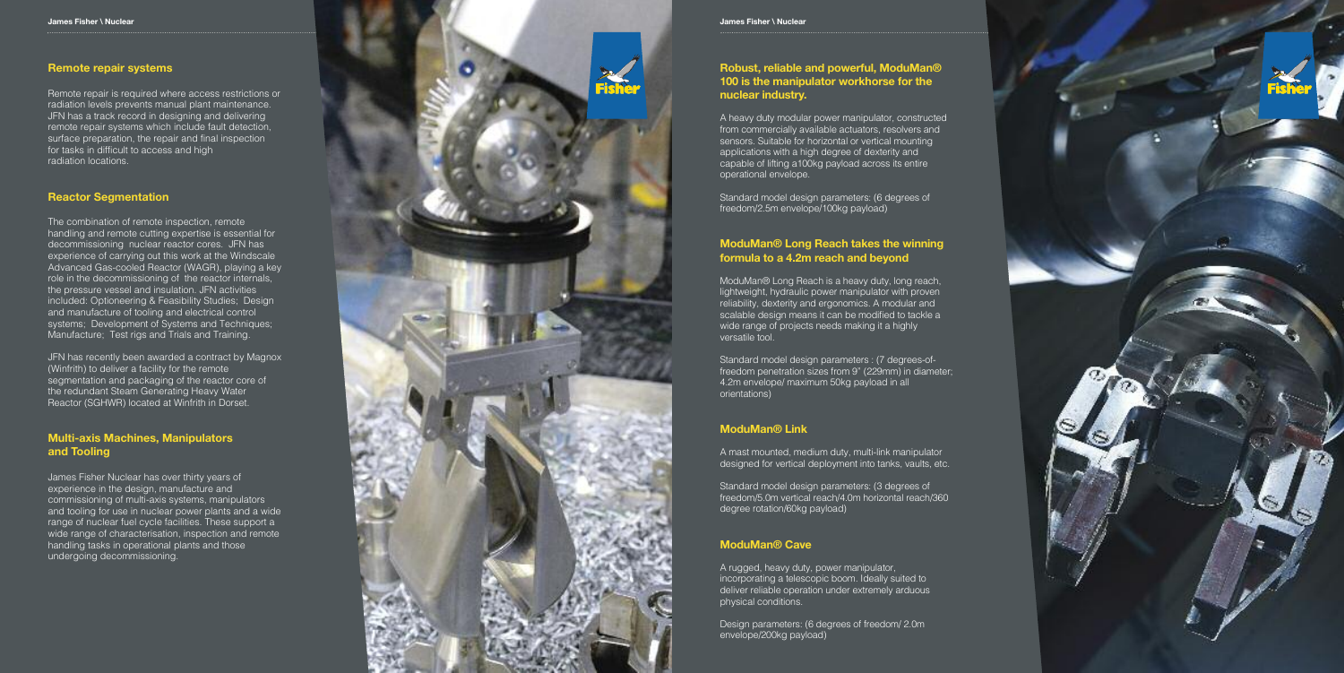## Remote repair systems

Remote repair is required where access restrictions or radiation levels prevents manual plant maintenance. JFN has a track record in designing and delivering remote repair systems which include fault detection, surface preparation, the repair and final inspection for tasks in difficult to access and high radiation locations.

## Reactor Segmentation

The combination of remote inspection, remote handling and remote cutting expertise is essential for decommissioning nuclear reactor cores. JFN has experience of carrying out this work at the Windscale Advanced Gas-cooled Reactor (WAGR), playing a key role in the decommissioning of the reactor internals, the pressure vessel and insulation. JFN activities included: Optioneering & Feasibilty Studies; Design and manufacture of tooling and electrical control systems; Development of Systems and Techniques; Manufacture; Test rigs and Trials and Training.

JFN has recently been awarded a contract by Magnox (Winfrith) to deliver a facility for the remote segmentation and packaging of the reactor core of the redundant Steam Generating Heavy Water Reactor (SGHWR) located at Winfrith in Dorset.

## Multi-axis Machines, Manipulators and Tooling

James Fisher Nuclear has over thirty years of experience in the design, manufacture and commissioning of multi-axis systems, manipulators and tooling for use in nuclear power plants and a wide range of nuclear fuel cycle facilities. These support a wide range of characterisation, inspection and remote handling tasks in operational plants and those undergoing decommissioning.

## Robust, reliable and powerful, ModuMan® 100 is the manipulator workhorse for the nuclear industry.

A heavy duty modular power manipulator, constructed from commercially available actuators, resolvers and sensors. Suitable for horizontal or vertical mounting applications with a high degree of dexterity and capable of lifting a100kg payload across its entire operational envelope.

Standard model design parameters: (6 degrees of freedom/2.5m envelope/100kg payload)

## ModuMan® Long Reach takes the winning formula to a 4.2m reach and beyond

ModuMan® Long Reach is a heavy duty, long reach, lightweight, hydraulic power manipulator with proven reliability, dexterity and ergonomics. A modular and scalable design means it can be modified to tackle a wide range of projects needs making it a highly versatile tool.

Standard model design parameters : (7 degrees-of-freedom penetration sizes from 9" (229mm) in diameter; 4.2m envelope/ maximum 50kg payload in all orientations)

## ModuMan® Link

A mast mounted, medium duty, multi-link manipulator designed for vertical deployment into tanks, vaults, etc.

Standard model design parameters: (3 degrees of freedom/5.0m vertical reach/4.0m horizontal reach/360 degree rotation/60kg payload)

## ModuMan® Cave

A rugged, heavy duty, power manipulator, incorporating a telescopic boom. Ideally suited to deliver reliable operation under extremely arduous physical conditions.

Design parameters: (6 degrees of freedom/ 2.0m envelope/200kg payload)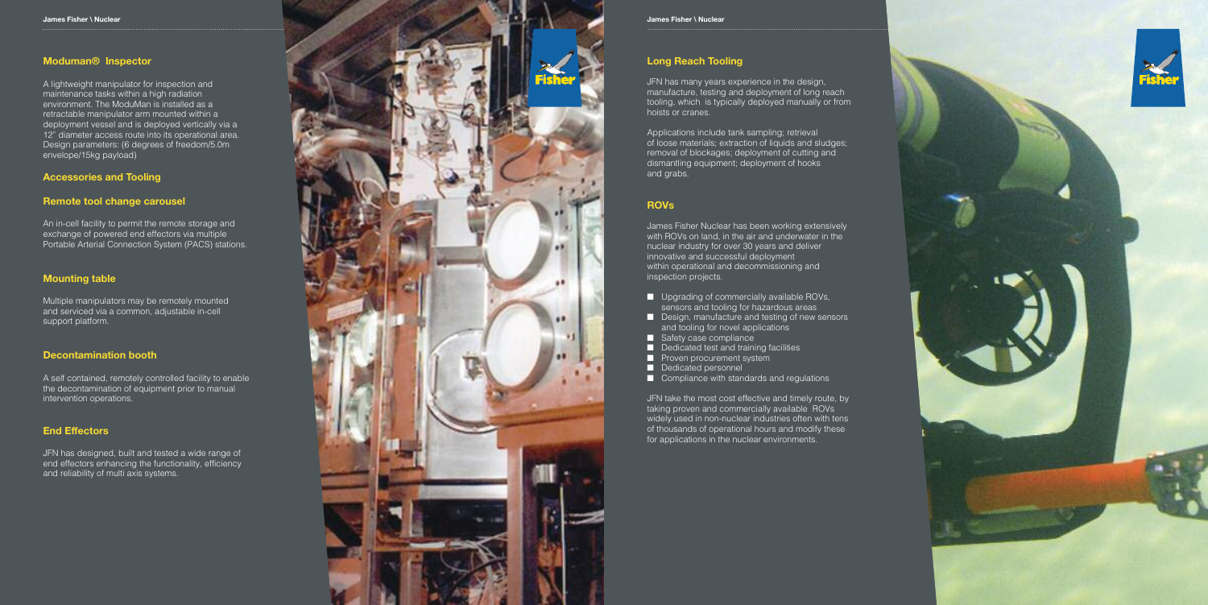## Moduman® Inspector

A lightweight manipulator for inspection and maintenance tasks within a high radiation environment. The ModuMan is installed as a retractable manipulator arm mounted within a deployment vessel and is deployed vertically via a 12" diameter access route into its operational area. Design parameters: (6 degrees of freedom/5.0m envelope/15kg payload)

## Accessories and Tooling

### Remote tool change carousel

An in-cell facility to permit the remote storage and exchange of powered end effectors via multiple Portable Arterial Connection System (PACS) stations.

### Mounting table

Multiple manipulators may be remotely mounted and serviced via a common, adjustable in-cell support platform.

### Decontamination booth

A self contained, remotely controlled facility to enable the decontamination of equipment prior to manual intervention operations.

### End Effectors

JFN has designed, built and tested a wide range of end effectors enhancing the functionality, efficiency and reliability of multi axis systems.

## Long Reach Tooling

JFN has many years experience in the design, manufacture, testing and deployment of long reach tooling, which is typically deployed manually or from hoists or cranes.

Applications include tank sampling; retrieval of loose materials; extraction of liquids and sludges; removal of blockages; deployment of cutting and dismantling equipment; deployment of hooks and grabs.

## ROVs

James Fisher Nuclear has been working extensively with ROVs on land, in the air and underwater in the nuclear industry for over 30 years and deliver innovative and successful deployment within operational and decommissioning and inspection projects.

- Upgrading of commercially available ROVs, sensors and tooling for hazardous areas
- Design, manufacture and testing of new sensors and tooling for novel applications
- Safety case compliance
- Dedicated test and training facilities
- Proven procurement system
- Dedicated personnel
- Compliance with standards and regulations

JFN take the most cost effective and timely route, by taking proven and commercially available ROVs widely used in non-nuclear industries often with tens of thousands of operational hours and modify these for applications in the nuclear environments.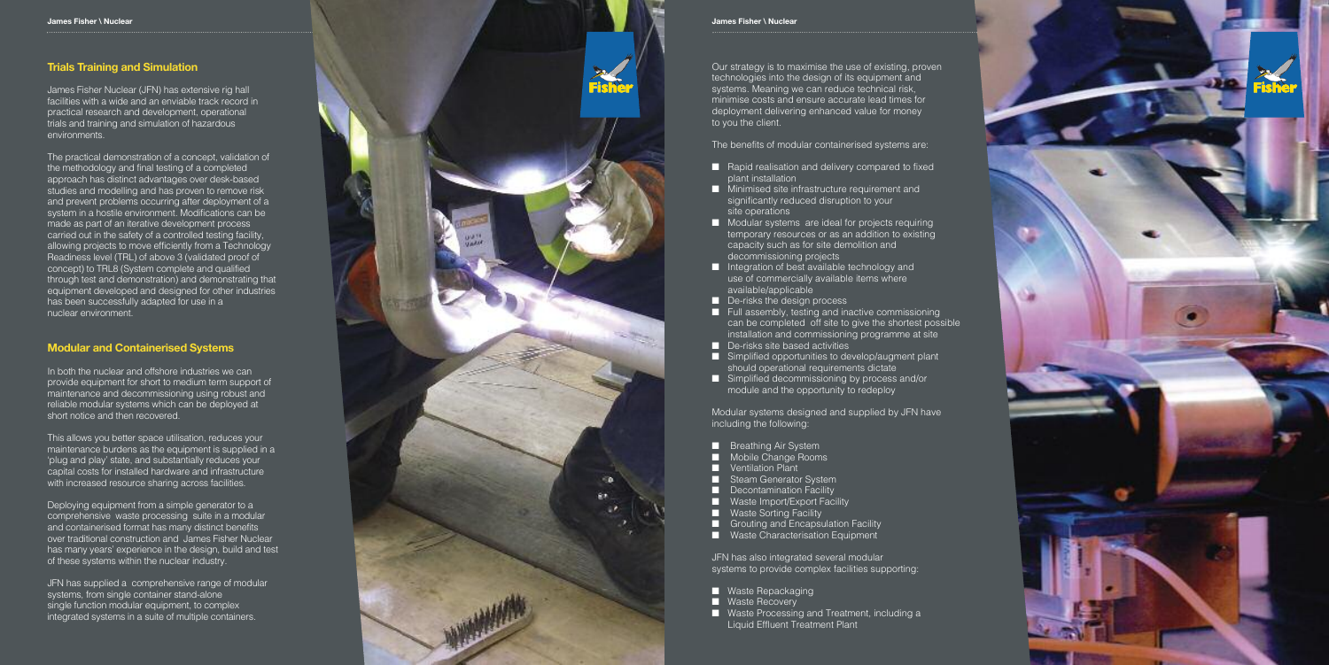## Trials Training and Simulation

James Fisher Nuclear (JFN) has extensive rig hall facilities with a wide and an enviable track record in practical research and development, operational trials and training and simulation of hazardous environments.

The practical demonstration of a concept, validation of the methodology and final testing of a completed approach has distinct advantages over desk-based studies and modelling and has proven to remove risk and prevent problems occurring after deployment of a system in a hostile environment. Modifications can be made as part of an iterative development process carried out in the safety of a controlled testing facility, allowing projects to move efficiently from a Technology Readiness level (TRL) of above 3 (validated proof of concept) to TRL8 (System complete and qualified through test and demonstration) and demonstrating that equipment developed and designed for other industries has been successfully adapted for use in a nuclear environment.

## Modular and Containerised Systems

In both the nuclear and offshore industries we can provide equipment for short to medium term support of maintenance and decommissioning using robust and reliable modular systems which can be deployed at short notice and then recovered.

This allows you better space utilisation, reduces your maintenance burdens as the equipment is supplied in a 'plug and play' state, and substantially reduces your capital costs for installed hardware and infrastructure with increased resource sharing across facilities.

Deploying equipment from a simple generator to a comprehensive waste processing suite in a modular and containerised format has many distinct benefits over traditional construction and James Fisher Nuclear has many years' experience in the design, build and test of these systems within the nuclear industry.

JFN has supplied a comprehensive range of modular systems, from single container stand-alone single function modular equipment, to complex integrated systems in a suite of multiple containers.

Our strategy is to maximise the use of existing, proven technologies into the design of its equipment and systems. Meaning we can reduce technical risk, minimise costs and ensure accurate lead times for deployment delivering enhanced value for money to you the client.

The benefits of modular containerised systems are:

- Rapid realisation and delivery compared to fixed plant installation
- Minimised site infrastructure requirement and significantly reduced disruption to your site operations
- Modular systems are ideal for projects requiring temporary resources or as an addition to existing capacity such as for site demolition and decommissioning projects
- Integration of best available technology and use of commercially available items where available/applicable
- De-risks the design process
- Full assembly, testing and inactive commissioning can be completed off site to give the shortest possible installation and commissioning programme at site
- De-risks site based activities
- Simplified opportunities to develop/augment plant should operational requirements dictate
- Simplified decommissioning by process and/or module and the opportunity to redeploy

Modular systems designed and supplied by JFN have including the following:

- Breathing Air System
- Mobile Change Rooms
- Ventilation Plant
- Steam Generator System
- Decontamination Facility
- Waste Import/Export Facility
- Waste Sorting Facility
- Grouting and Encapsulation Facility
- Waste Characterisation Equipment

JFN has also integrated several modular systems to provide complex facilities supporting:

- Waste Repackaging
- Waste Recovery
- Waste Processing and Treatment, including a Liquid Effluent Treatment Plant